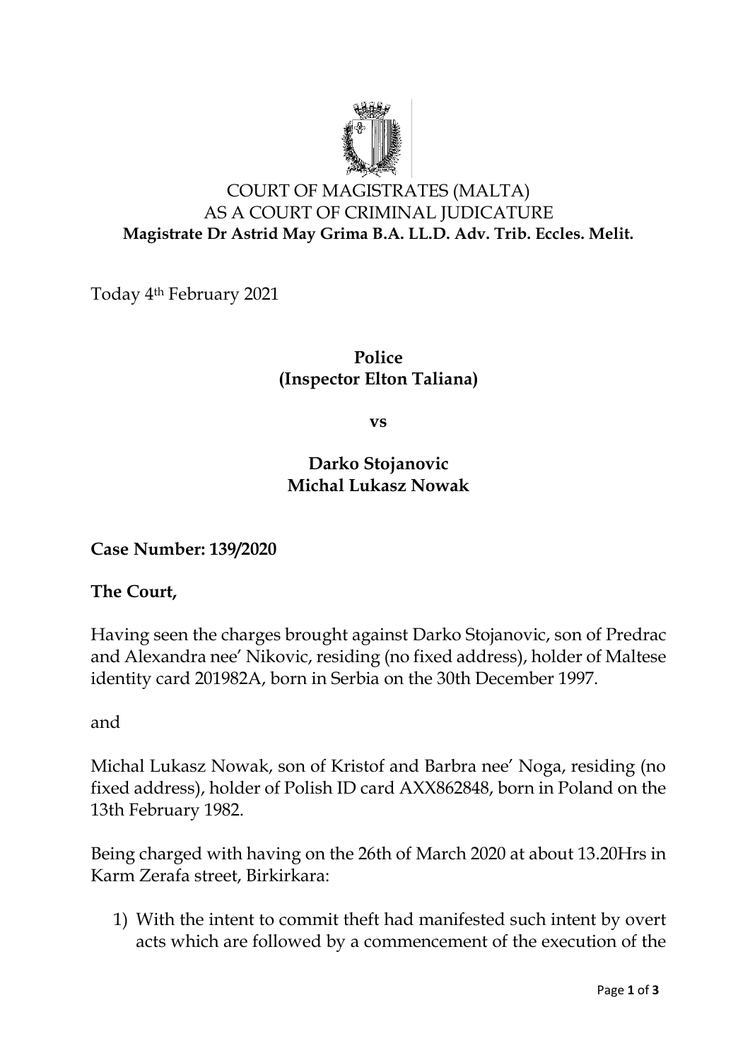COURT OF MAGISTRATES (MALTA)
AS A COURT OF CRIMINAL JUDICATURE
**Magistrate Dr Astrid May Grima B.A. LL.D. Adv. Trib. Eccles. Melit.**

Today 4th February 2021

**Police**
**(Inspector Elton Taliana)**

**vs**

**Darko Stojanovic**
**Michal Lukasz Nowak**

**Case Number: 139/2020**

**The Court,**

Having seen the charges brought against Darko Stojanovic, son of Predrac and Alexandra nee' Nikovic, residing (no fixed address), holder of Maltese identity card 201982A, born in Serbia on the 30th December 1997.

and

Michal Lukasz Nowak, son of Kristof and Barbra nee' Noga, residing (no fixed address), holder of Polish ID card AXX862848, born in Poland on the 13th February 1982.

Being charged with having on the 26th of March 2020 at about 13.20Hrs in Karm Zerafa street, Birkirkara:

1) With the intent to commit theft had manifested such intent by overt acts which are followed by a commencement of the execution of the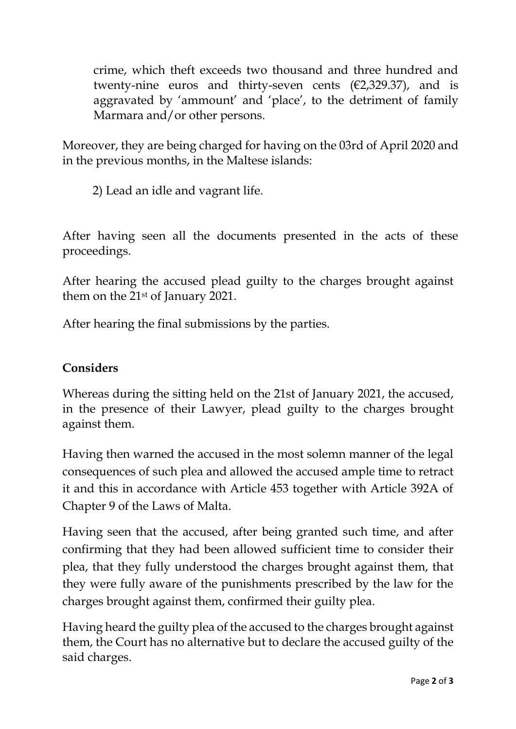crime, which theft exceeds two thousand and three hundred and twenty-nine euros and thirty-seven cents (€2,329.37), and is aggravated by 'ammount' and 'place', to the detriment of family Marmara and/or other persons.

Moreover, they are being charged for having on the 03rd of April 2020 and in the previous months, in the Maltese islands:

2) Lead an idle and vagrant life.

After having seen all the documents presented in the acts of these proceedings.

After hearing the accused plead guilty to the charges brought against them on the 21st of January 2021.

After hearing the final submissions by the parties.

**Considers**

Whereas during the sitting held on the 21st of January 2021, the accused, in the presence of their Lawyer, plead guilty to the charges brought against them.

Having then warned the accused in the most solemn manner of the legal consequences of such plea and allowed the accused ample time to retract it and this in accordance with Article 453 together with Article 392A of Chapter 9 of the Laws of Malta.

Having seen that the accused, after being granted such time, and after confirming that they had been allowed sufficient time to consider their plea, that they fully understood the charges brought against them, that they were fully aware of the punishments prescribed by the law for the charges brought against them, confirmed their guilty plea.

Having heard the guilty plea of the accused to the charges brought against them, the Court has no alternative but to declare the accused guilty of the said charges.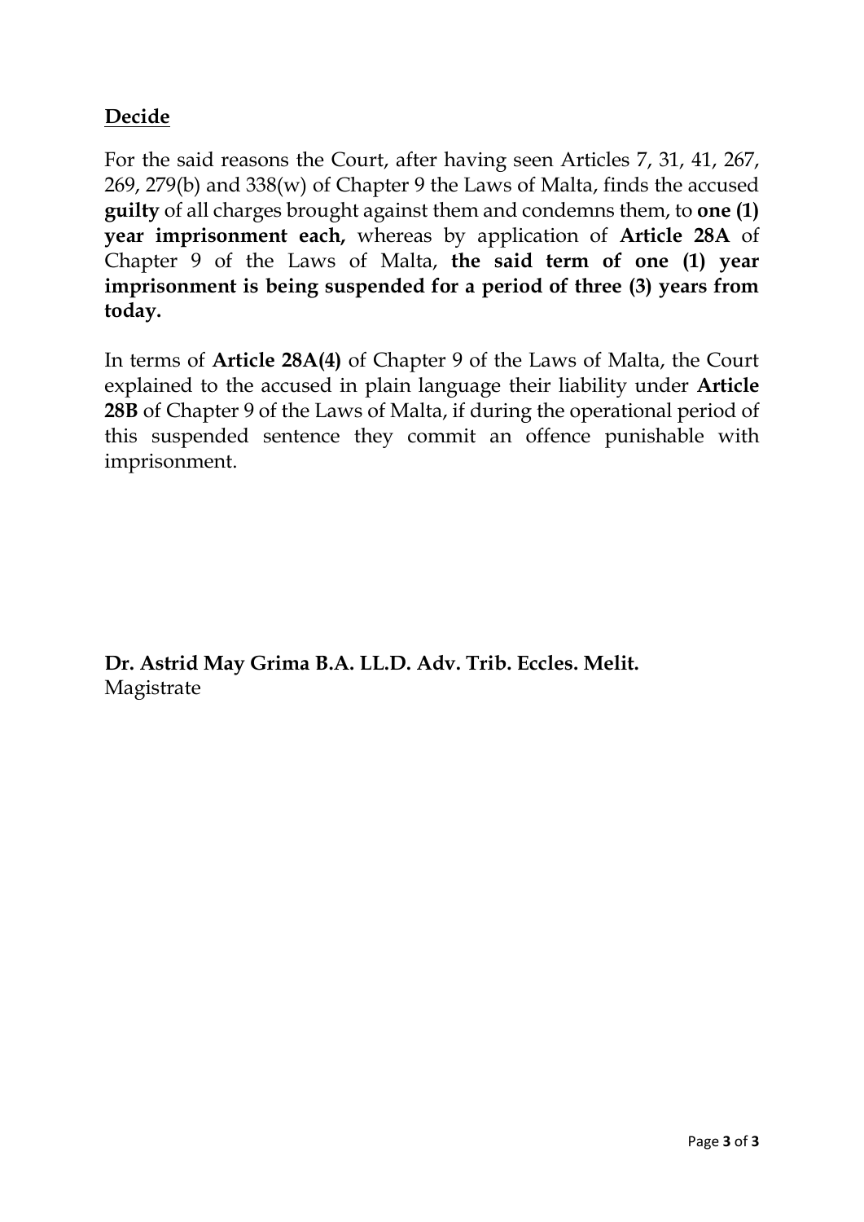## **Decide**

For the said reasons the Court, after having seen Articles 7, 31, 41, 267, 269, 279(b) and 338(w) of Chapter 9 the Laws of Malta, finds the accused **guilty** of all charges brought against them and condemns them, to **one (1) year imprisonment each,** whereas by application of **Article 28A** of Chapter 9 of the Laws of Malta, **the said term of one (1) year imprisonment is being suspended for a period of three (3) years from today.**

In terms of **Article 28A(4)** of Chapter 9 of the Laws of Malta, the Court explained to the accused in plain language their liability under **Article 28B** of Chapter 9 of the Laws of Malta, if during the operational period of this suspended sentence they commit an offence punishable with imprisonment.

**Dr. Astrid May Grima B.A. LL.D. Adv. Trib. Eccles. Melit.**
Magistrate